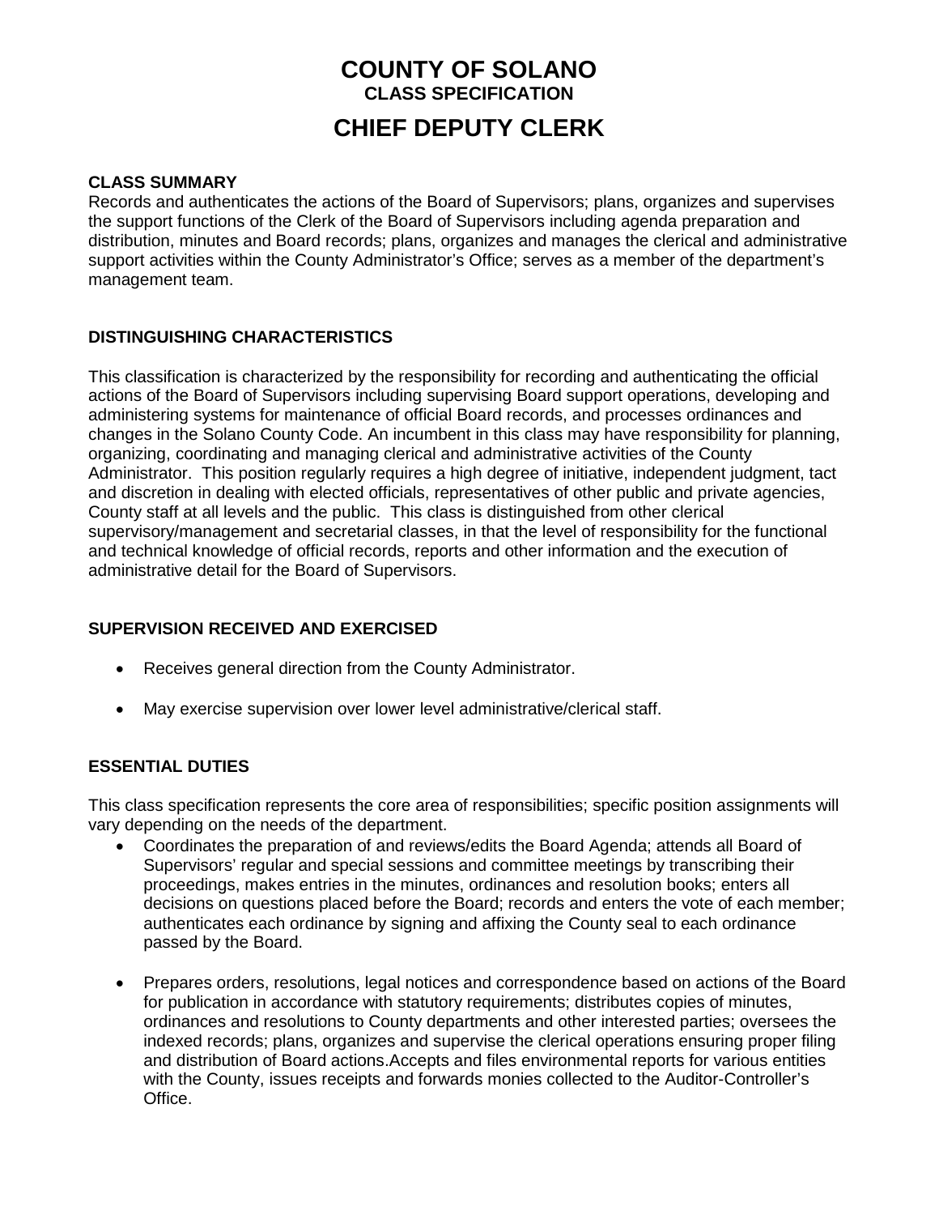# COUNTY OF SOLANO

## CLASS SPECIFICATION

# CHIEF DEPUTY CLERK

### CLASS SUMMARY

Records and authenticates the actions of the Board of Supervisors; plans, organizes and supervises the support functions of the Clerk of the Board of Supervisors including agenda preparation and distribution, minutes and Board records; plans, organizes and manages the clerical and administrative support activities within the County Administrator's Office; serves as a member of the department's management team.

### DISTINGUISHING CHARACTERISTICS

This classification is characterized by the responsibility for recording and authenticating the official actions of the Board of Supervisors including supervising Board support operations, developing and administering systems for maintenance of official Board records, and processes ordinances and changes in the Solano County Code. An incumbent in this class may have responsibility for planning, organizing, coordinating and managing clerical and administrative activities of the County Administrator. This position regularly requires a high degree of initiative, independent judgment, tact and discretion in dealing with elected officials, representatives of other public and private agencies, County staff at all levels and the public. This class is distinguished from other clerical supervisory/management and secretarial classes, in that the level of responsibility for the functional and technical knowledge of official records, reports and other information and the execution of administrative detail for the Board of Supervisors.

### SUPERVISION RECEIVED AND EXERCISED

- Receives general direction from the County Administrator.
- May exercise supervision over lower level administrative/clerical staff.

### ESSENTIAL DUTIES

This class specification represents the core area of responsibilities; specific position assignments will vary depending on the needs of the department.

- Coordinates the preparation of and reviews/edits the Board Agenda; attends all Board of Supervisors' regular and special sessions and committee meetings by transcribing their proceedings, makes entries in the minutes, ordinances and resolution books; enters all decisions on questions placed before the Board; records and enters the vote of each member; authenticates each ordinance by signing and affixing the County seal to each ordinance passed by the Board.
- Prepares orders, resolutions, legal notices and correspondence based on actions of the Board for publication in accordance with statutory requirements; distributes copies of minutes, ordinances and resolutions to County departments and other interested parties; oversees the indexed records; plans, organizes and supervise the clerical operations ensuring proper filing and distribution of Board actions.Accepts and files environmental reports for various entities with the County, issues receipts and forwards monies collected to the Auditor-Controller's Office.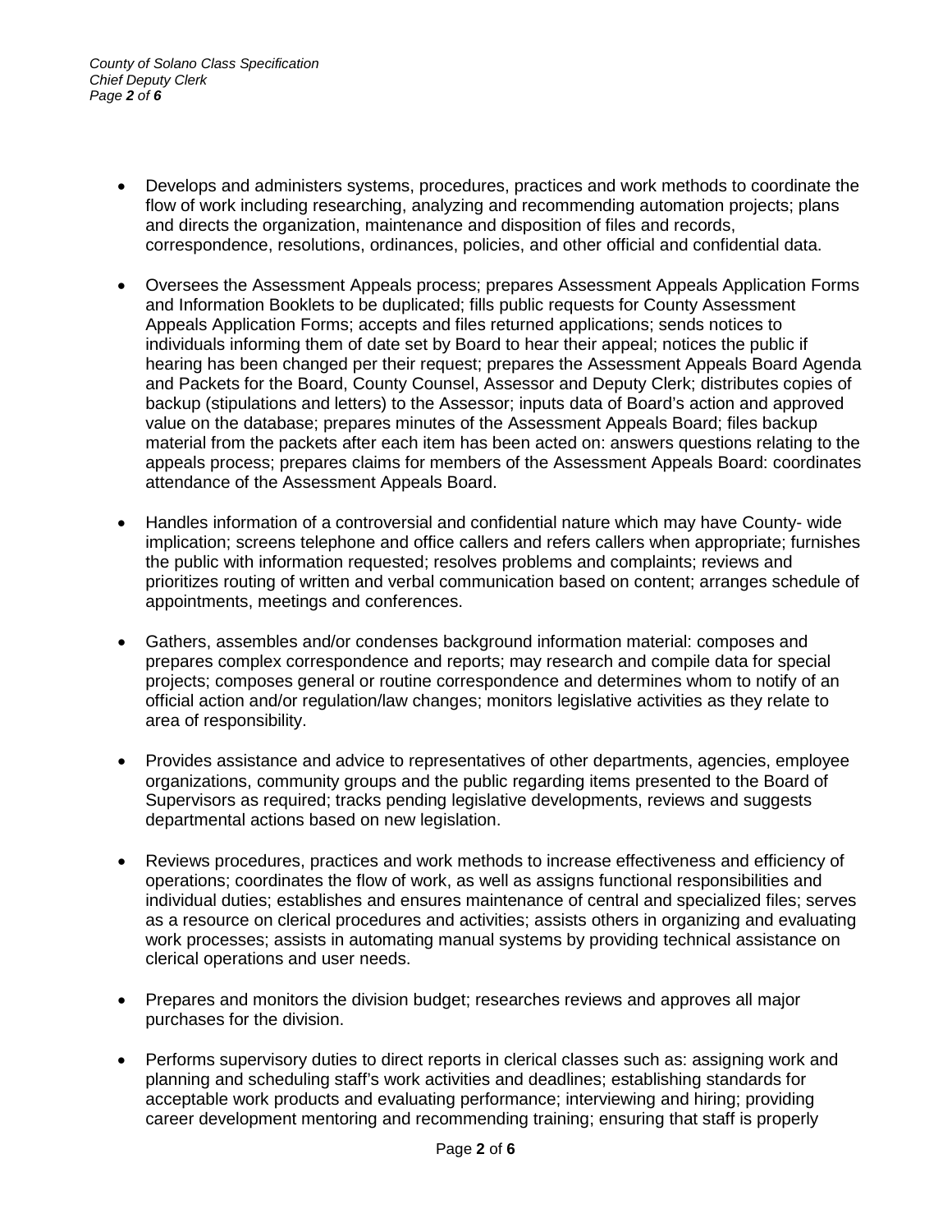- Develops and administers systems, procedures, practices and work methods to coordinate the flow of work including researching, analyzing and recommending automation projects; plans and directs the organization, maintenance and disposition of files and records, correspondence, resolutions, ordinances, policies, and other official and confidential data.

- Oversees the Assessment Appeals process; prepares Assessment Appeals Application Forms and Information Booklets to be duplicated; fills public requests for County Assessment Appeals Application Forms; accepts and files returned applications; sends notices to individuals informing them of date set by Board to hear their appeal; notices the public if hearing has been changed per their request; prepares the Assessment Appeals Board Agenda and Packets for the Board, County Counsel, Assessor and Deputy Clerk; distributes copies of backup (stipulations and letters) to the Assessor; inputs data of Board's action and approved value on the database; prepares minutes of the Assessment Appeals Board; files backup material from the packets after each item has been acted on: answers questions relating to the appeals process; prepares claims for members of the Assessment Appeals Board: coordinates attendance of the Assessment Appeals Board.

- Handles information of a controversial and confidential nature which may have County- wide implication; screens telephone and office callers and refers callers when appropriate; furnishes the public with information requested; resolves problems and complaints; reviews and prioritizes routing of written and verbal communication based on content; arranges schedule of appointments, meetings and conferences.

- Gathers, assembles and/or condenses background information material: composes and prepares complex correspondence and reports; may research and compile data for special projects; composes general or routine correspondence and determines whom to notify of an official action and/or regulation/law changes; monitors legislative activities as they relate to area of responsibility.

- Provides assistance and advice to representatives of other departments, agencies, employee organizations, community groups and the public regarding items presented to the Board of Supervisors as required; tracks pending legislative developments, reviews and suggests departmental actions based on new legislation.

- Reviews procedures, practices and work methods to increase effectiveness and efficiency of operations; coordinates the flow of work, as well as assigns functional responsibilities and individual duties; establishes and ensures maintenance of central and specialized files; serves as a resource on clerical procedures and activities; assists others in organizing and evaluating work processes; assists in automating manual systems by providing technical assistance on clerical operations and user needs.

- Prepares and monitors the division budget; researches reviews and approves all major purchases for the division.

- Performs supervisory duties to direct reports in clerical classes such as: assigning work and planning and scheduling staff's work activities and deadlines; establishing standards for acceptable work products and evaluating performance; interviewing and hiring; providing career development mentoring and recommending training; ensuring that staff is properly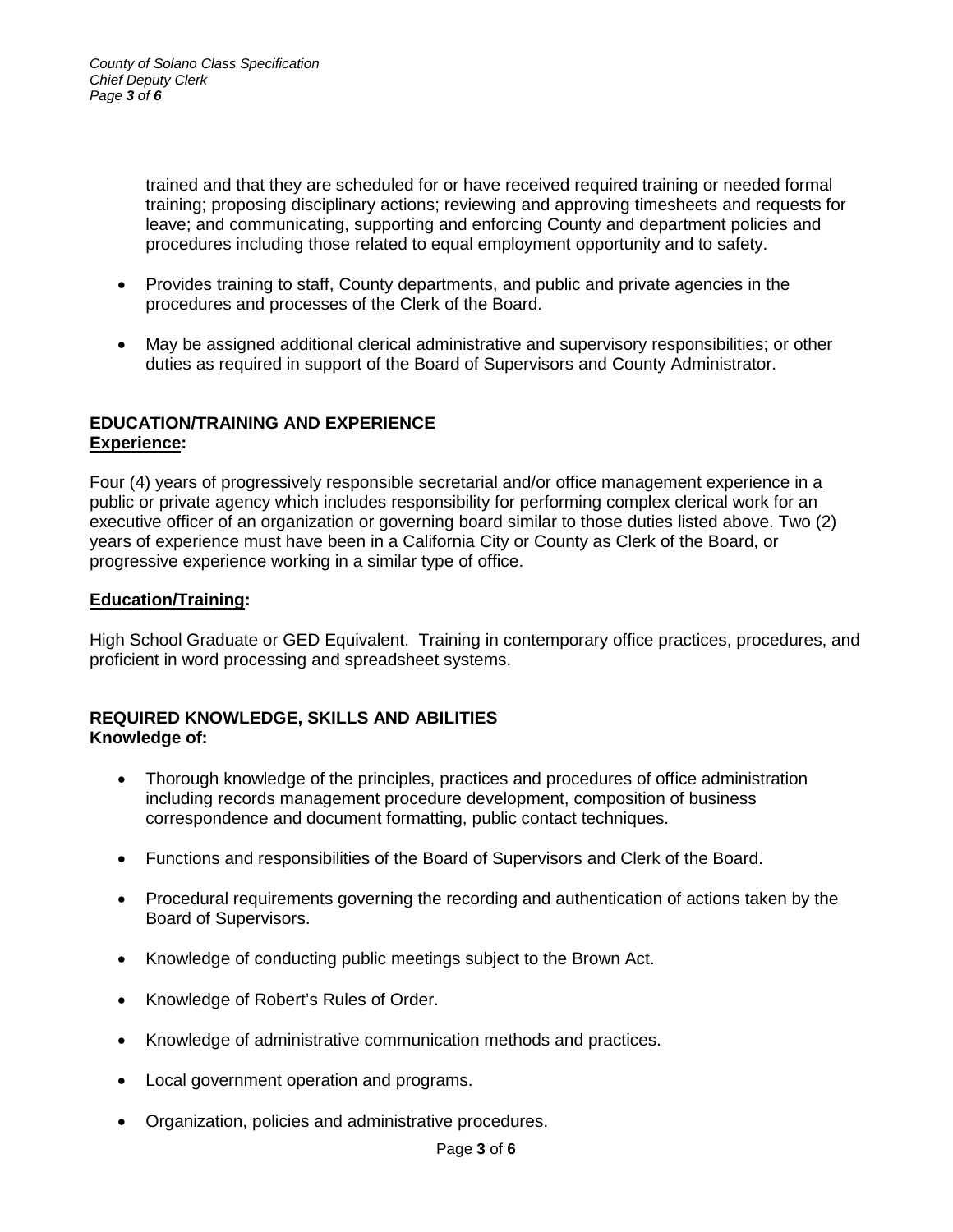trained and that they are scheduled for or have received required training or needed formal training; proposing disciplinary actions; reviewing and approving timesheets and requests for leave; and communicating, supporting and enforcing County and department policies and procedures including those related to equal employment opportunity and to safety.

- Provides training to staff, County departments, and public and private agencies in the procedures and processes of the Clerk of the Board.
- May be assigned additional clerical administrative and supervisory responsibilities; or other duties as required in support of the Board of Supervisors and County Administrator.

## EDUCATION/TRAINING AND EXPERIENCE

**Experience:**

Four (4) years of progressively responsible secretarial and/or office management experience in a public or private agency which includes responsibility for performing complex clerical work for an executive officer of an organization or governing board similar to those duties listed above. Two (2) years of experience must have been in a California City or County as Clerk of the Board, or progressive experience working in a similar type of office.

**Education/Training:**

High School Graduate or GED Equivalent. Training in contemporary office practices, procedures, and proficient in word processing and spreadsheet systems.

## REQUIRED KNOWLEDGE, SKILLS AND ABILITIES

**Knowledge of:**

- Thorough knowledge of the principles, practices and procedures of office administration including records management procedure development, composition of business correspondence and document formatting, public contact techniques.
- Functions and responsibilities of the Board of Supervisors and Clerk of the Board.
- Procedural requirements governing the recording and authentication of actions taken by the Board of Supervisors.
- Knowledge of conducting public meetings subject to the Brown Act.
- Knowledge of Robert's Rules of Order.
- Knowledge of administrative communication methods and practices.
- Local government operation and programs.
- Organization, policies and administrative procedures.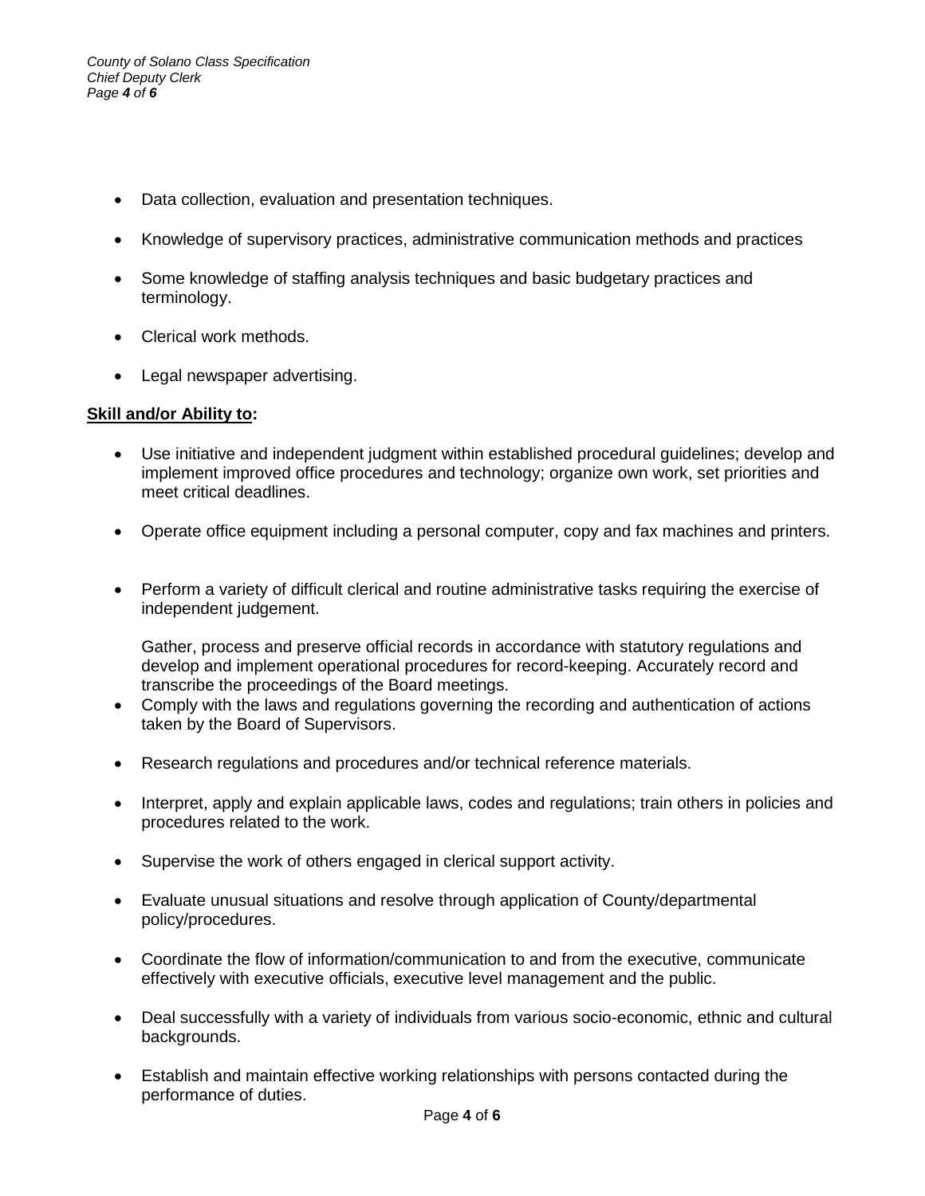- Data collection, evaluation and presentation techniques.
- Knowledge of supervisory practices, administrative communication methods and practices
- Some knowledge of staffing analysis techniques and basic budgetary practices and terminology.
- Clerical work methods.
- Legal newspaper advertising.

**Skill and/or Ability to:**

- Use initiative and independent judgment within established procedural guidelines; develop and implement improved office procedures and technology; organize own work, set priorities and meet critical deadlines.
- Operate office equipment including a personal computer, copy and fax machines and printers.
- Perform a variety of difficult clerical and routine administrative tasks requiring the exercise of independent judgement.

  Gather, process and preserve official records in accordance with statutory regulations and develop and implement operational procedures for record-keeping. Accurately record and transcribe the proceedings of the Board meetings.
- Comply with the laws and regulations governing the recording and authentication of actions taken by the Board of Supervisors.
- Research regulations and procedures and/or technical reference materials.
- Interpret, apply and explain applicable laws, codes and regulations; train others in policies and procedures related to the work.
- Supervise the work of others engaged in clerical support activity.
- Evaluate unusual situations and resolve through application of County/departmental policy/procedures.
- Coordinate the flow of information/communication to and from the executive, communicate effectively with executive officials, executive level management and the public.
- Deal successfully with a variety of individuals from various socio-economic, ethnic and cultural backgrounds.
- Establish and maintain effective working relationships with persons contacted during the performance of duties.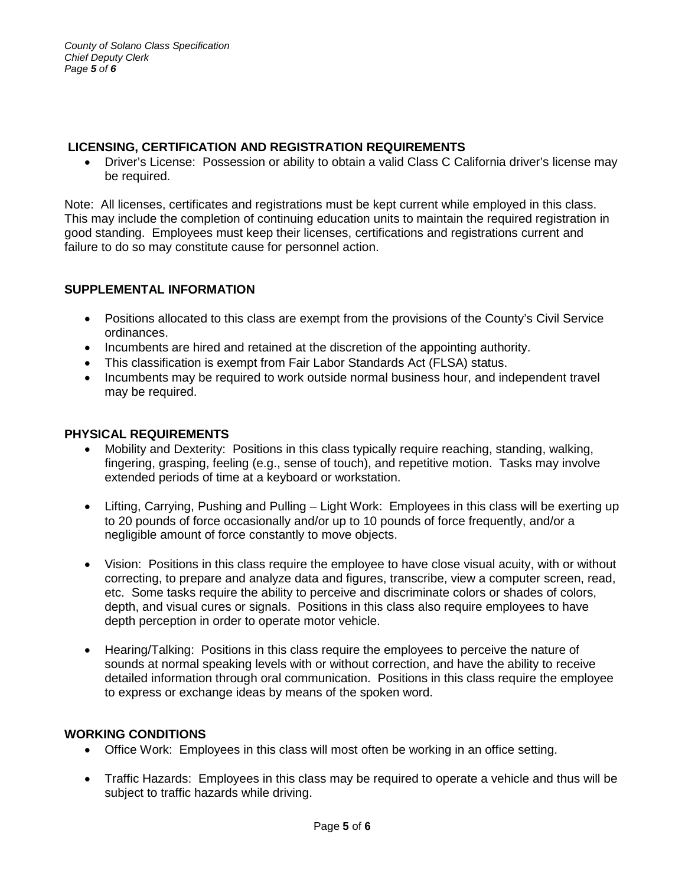## LICENSING, CERTIFICATION AND REGISTRATION REQUIREMENTS

- Driver's License: Possession or ability to obtain a valid Class C California driver's license may be required.

Note: All licenses, certificates and registrations must be kept current while employed in this class. This may include the completion of continuing education units to maintain the required registration in good standing. Employees must keep their licenses, certifications and registrations current and failure to do so may constitute cause for personnel action.

## SUPPLEMENTAL INFORMATION

- Positions allocated to this class are exempt from the provisions of the County's Civil Service ordinances.
- Incumbents are hired and retained at the discretion of the appointing authority.
- This classification is exempt from Fair Labor Standards Act (FLSA) status.
- Incumbents may be required to work outside normal business hour, and independent travel may be required.

## PHYSICAL REQUIREMENTS

- Mobility and Dexterity: Positions in this class typically require reaching, standing, walking, fingering, grasping, feeling (e.g., sense of touch), and repetitive motion. Tasks may involve extended periods of time at a keyboard or workstation.
- Lifting, Carrying, Pushing and Pulling – Light Work: Employees in this class will be exerting up to 20 pounds of force occasionally and/or up to 10 pounds of force frequently, and/or a negligible amount of force constantly to move objects.
- Vision: Positions in this class require the employee to have close visual acuity, with or without correcting, to prepare and analyze data and figures, transcribe, view a computer screen, read, etc. Some tasks require the ability to perceive and discriminate colors or shades of colors, depth, and visual cures or signals. Positions in this class also require employees to have depth perception in order to operate motor vehicle.
- Hearing/Talking: Positions in this class require the employees to perceive the nature of sounds at normal speaking levels with or without correction, and have the ability to receive detailed information through oral communication. Positions in this class require the employee to express or exchange ideas by means of the spoken word.

## WORKING CONDITIONS

- Office Work: Employees in this class will most often be working in an office setting.
- Traffic Hazards: Employees in this class may be required to operate a vehicle and thus will be subject to traffic hazards while driving.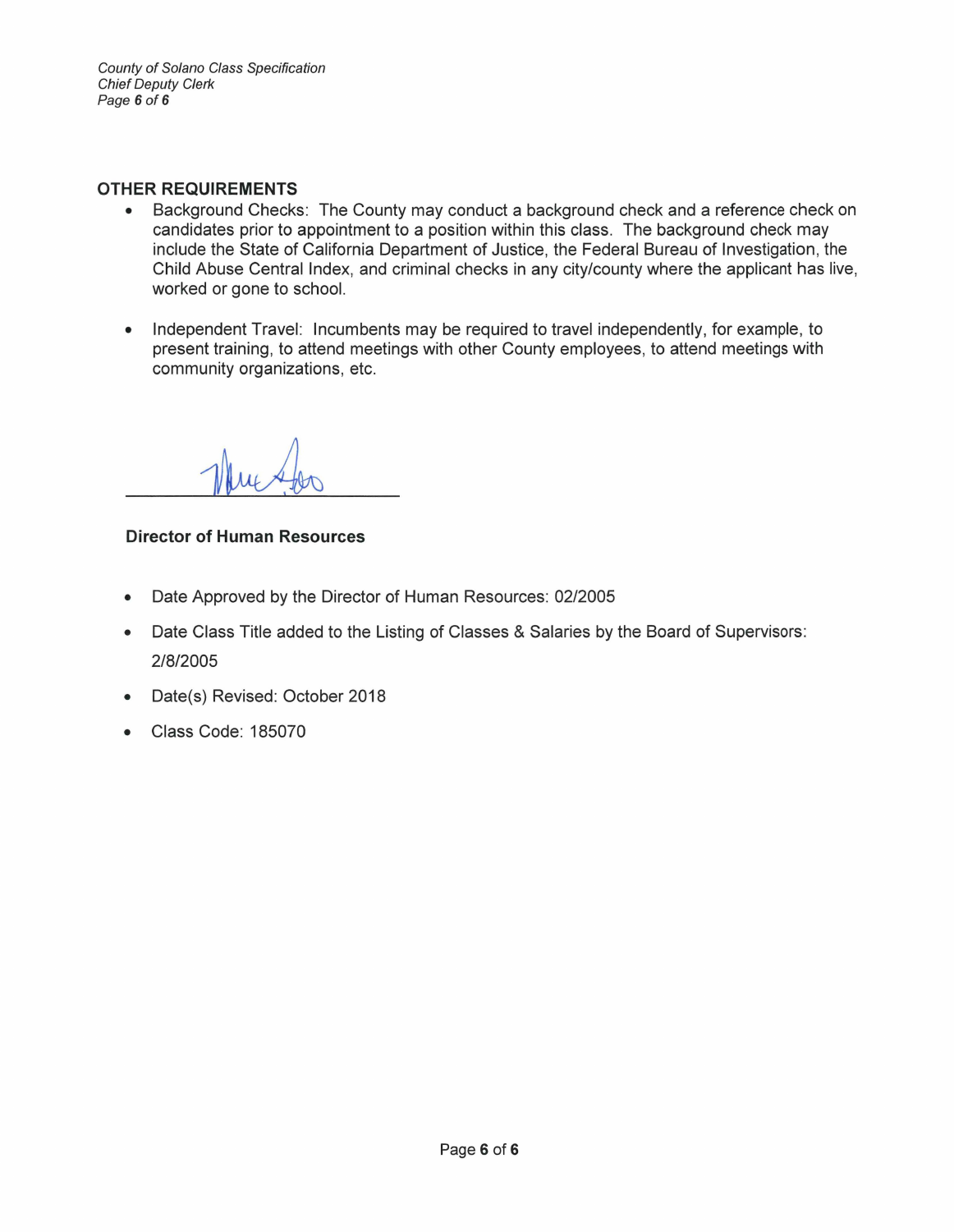## OTHER REQUIREMENTS

- Background Checks: The County may conduct a background check and a reference check on candidates prior to appointment to a position within this class. The background check may include the State of California Department of Justice, the Federal Bureau of Investigation, the Child Abuse Central Index, and criminal checks in any city/county where the applicant has live, worked or gone to school.

- Independent Travel: Incumbents may be required to travel independently, for example, to present training, to attend meetings with other County employees, to attend meetings with community organizations, etc.

**Director of Human Resources**

- Date Approved by the Director of Human Resources: 02/2005
- Date Class Title added to the Listing of Classes & Salaries by the Board of Supervisors: 2/8/2005
- Date(s) Revised: October 2018
- Class Code: 185070